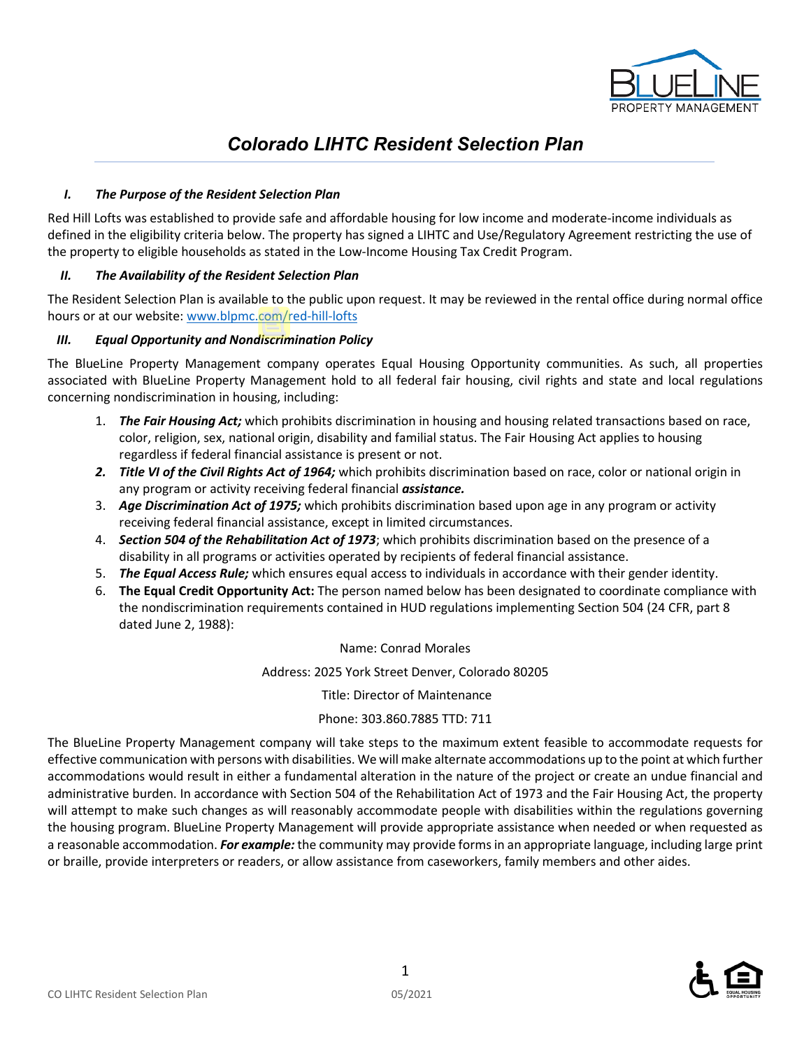# Colorado LIHTC Resident Selection Plan

## *I. The Purpose of the Resident Selection Plan*

Red Hill Lofts was established to provide safe and affordable housing for low income and moderate-income individuals as defined in the eligibility criteria below. The property has signed a LIHTC and Use/Regulatory Agreement restricting the use of the property to eligible households as stated in the Low-Income Housing Tax Credit Program.

## *II. The Availability of the Resident Selection Plan*

The Resident Selection Plan is available to the public upon request. It may be reviewed in the rental office during normal office hours or at our website: www.blpmc.com/red-hill-lofts

## *III. Equal Opportunity and Nondiscrimination Policy*

The BlueLine Property Management company operates Equal Housing Opportunity communities. As such, all properties associated with BlueLine Property Management hold to all federal fair housing, civil rights and state and local regulations concerning nondiscrimination in housing, including:

1. ***The Fair Housing Act;*** which prohibits discrimination in housing and housing related transactions based on race, color, religion, sex, national origin, disability and familial status. The Fair Housing Act applies to housing regardless if federal financial assistance is present or not.
2. ***Title VI of the Civil Rights Act of 1964;*** which prohibits discrimination based on race, color or national origin in any program or activity receiving federal financial ***assistance.***
3. ***Age Discrimination Act of 1975;*** which prohibits discrimination based upon age in any program or activity receiving federal financial assistance, except in limited circumstances.
4. ***Section 504 of the Rehabilitation Act of 1973***; which prohibits discrimination based on the presence of a disability in all programs or activities operated by recipients of federal financial assistance.
5. ***The Equal Access Rule;*** which ensures equal access to individuals in accordance with their gender identity.
6. **The Equal Credit Opportunity Act:** The person named below has been designated to coordinate compliance with the nondiscrimination requirements contained in HUD regulations implementing Section 504 (24 CFR, part 8 dated June 2, 1988):

Name: Conrad Morales

Address: 2025 York Street Denver, Colorado 80205

Title: Director of Maintenance

Phone: 303.860.7885 TTD: 711

The BlueLine Property Management company will take steps to the maximum extent feasible to accommodate requests for effective communication with persons with disabilities. We will make alternate accommodations up to the point at which further accommodations would result in either a fundamental alteration in the nature of the project or create an undue financial and administrative burden. In accordance with Section 504 of the Rehabilitation Act of 1973 and the Fair Housing Act, the property will attempt to make such changes as will reasonably accommodate people with disabilities within the regulations governing the housing program. BlueLine Property Management will provide appropriate assistance when needed or when requested as a reasonable accommodation. ***For example:*** the community may provide forms in an appropriate language, including large print or braille, provide interpreters or readers, or allow assistance from caseworkers, family members and other aides.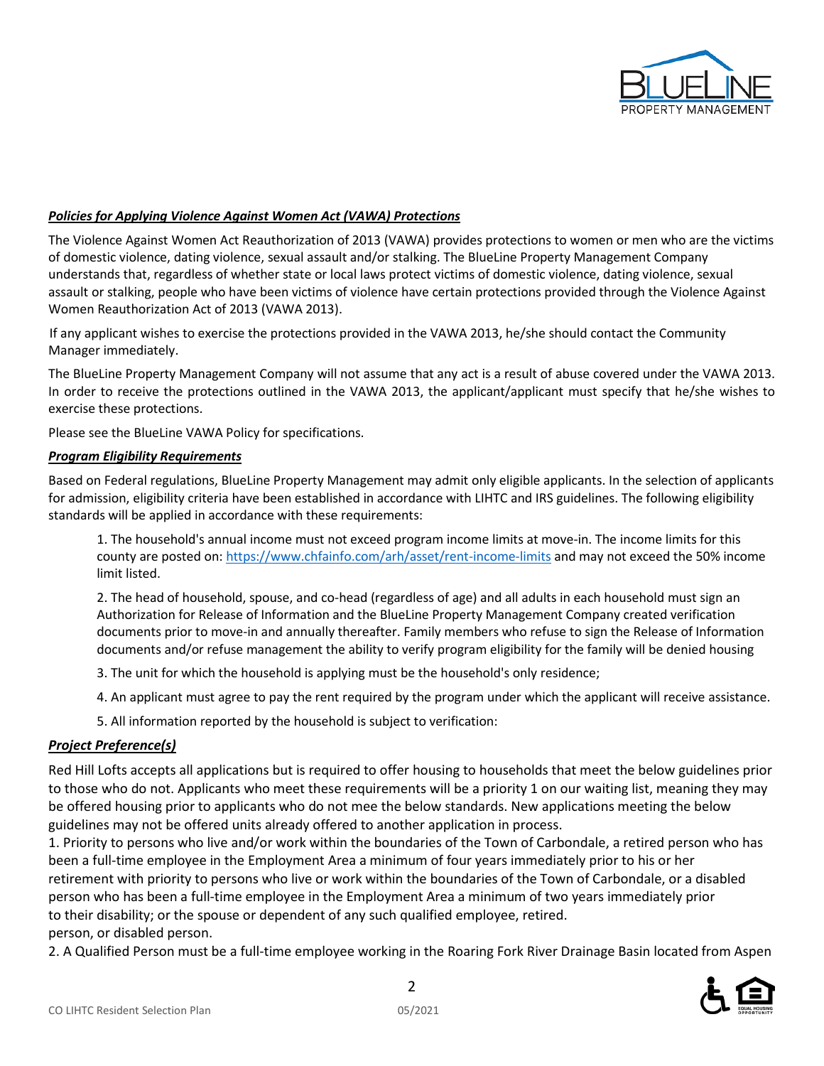***Policies for Applying Violence Against Women Act (VAWA) Protections***

The Violence Against Women Act Reauthorization of 2013 (VAWA) provides protections to women or men who are the victims of domestic violence, dating violence, sexual assault and/or stalking. The BlueLine Property Management Company understands that, regardless of whether state or local laws protect victims of domestic violence, dating violence, sexual assault or stalking, people who have been victims of violence have certain protections provided through the Violence Against Women Reauthorization Act of 2013 (VAWA 2013).

If any applicant wishes to exercise the protections provided in the VAWA 2013, he/she should contact the Community Manager immediately.

The BlueLine Property Management Company will not assume that any act is a result of abuse covered under the VAWA 2013. In order to receive the protections outlined in the VAWA 2013, the applicant/applicant must specify that he/she wishes to exercise these protections.

Please see the BlueLine VAWA Policy for specifications.

***Program Eligibility Requirements***

Based on Federal regulations, BlueLine Property Management may admit only eligible applicants. In the selection of applicants for admission, eligibility criteria have been established in accordance with LIHTC and IRS guidelines. The following eligibility standards will be applied in accordance with these requirements:

1. The household's annual income must not exceed program income limits at move-in. The income limits for this county are posted on: https://www.chfainfo.com/arh/asset/rent-income-limits and may not exceed the 50% income limit listed.

2. The head of household, spouse, and co-head (regardless of age) and all adults in each household must sign an Authorization for Release of Information and the BlueLine Property Management Company created verification documents prior to move-in and annually thereafter. Family members who refuse to sign the Release of Information documents and/or refuse management the ability to verify program eligibility for the family will be denied housing

3. The unit for which the household is applying must be the household's only residence;

4. An applicant must agree to pay the rent required by the program under which the applicant will receive assistance.

5. All information reported by the household is subject to verification:

***Project Preference(s)***

Red Hill Lofts accepts all applications but is required to offer housing to households that meet the below guidelines prior to those who do not. Applicants who meet these requirements will be a priority 1 on our waiting list, meaning they may be offered housing prior to applicants who do not mee the below standards. New applications meeting the below guidelines may not be offered units already offered to another application in process.

1. Priority to persons who live and/or work within the boundaries of the Town of Carbondale, a retired person who has been a full-time employee in the Employment Area a minimum of four years immediately prior to his or her retirement with priority to persons who live or work within the boundaries of the Town of Carbondale, or a disabled person who has been a full-time employee in the Employment Area a minimum of two years immediately prior to their disability; or the spouse or dependent of any such qualified employee, retired. person, or disabled person.

2. A Qualified Person must be a full-time employee working in the Roaring Fork River Drainage Basin located from Aspen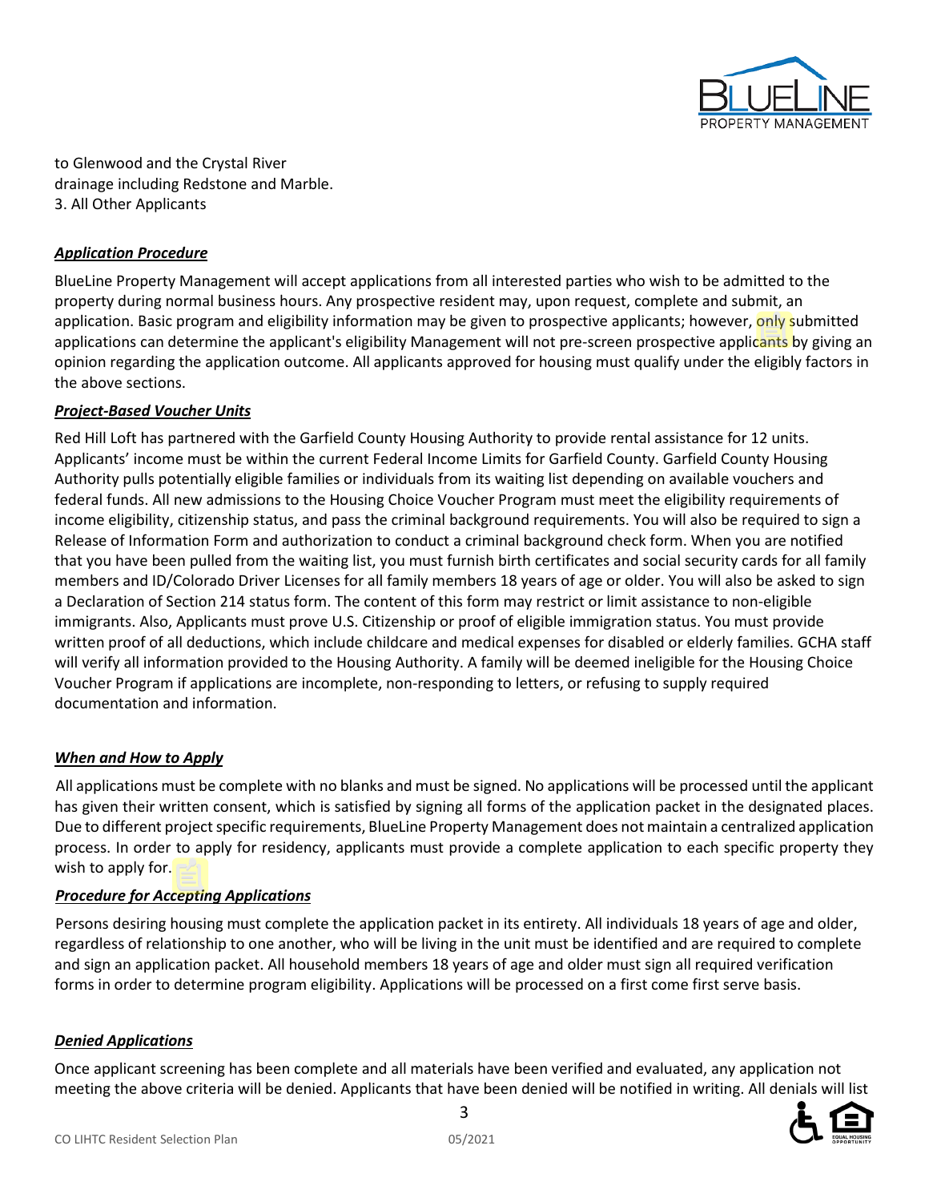to Glenwood and the Crystal River drainage including Redstone and Marble.

3. All Other Applicants

### ***Application Procedure***

BlueLine Property Management will accept applications from all interested parties who wish to be admitted to the property during normal business hours. Any prospective resident may, upon request, complete and submit, an application. Basic program and eligibility information may be given to prospective applicants; however, only submitted applications can determine the applicant's eligibility Management will not pre-screen prospective applicants by giving an opinion regarding the application outcome. All applicants approved for housing must qualify under the eligibly factors in the above sections.

### ***Project-Based Voucher Units***

Red Hill Loft has partnered with the Garfield County Housing Authority to provide rental assistance for 12 units. Applicants' income must be within the current Federal Income Limits for Garfield County. Garfield County Housing Authority pulls potentially eligible families or individuals from its waiting list depending on available vouchers and federal funds. All new admissions to the Housing Choice Voucher Program must meet the eligibility requirements of income eligibility, citizenship status, and pass the criminal background requirements. You will also be required to sign a Release of Information Form and authorization to conduct a criminal background check form. When you are notified that you have been pulled from the waiting list, you must furnish birth certificates and social security cards for all family members and ID/Colorado Driver Licenses for all family members 18 years of age or older. You will also be asked to sign a Declaration of Section 214 status form. The content of this form may restrict or limit assistance to non-eligible immigrants. Also, Applicants must prove U.S. Citizenship or proof of eligible immigration status. You must provide written proof of all deductions, which include childcare and medical expenses for disabled or elderly families. GCHA staff will verify all information provided to the Housing Authority. A family will be deemed ineligible for the Housing Choice Voucher Program if applications are incomplete, non-responding to letters, or refusing to supply required documentation and information.

### ***When and How to Apply***

All applications must be complete with no blanks and must be signed. No applications will be processed until the applicant has given their written consent, which is satisfied by signing all forms of the application packet in the designated places. Due to different project specific requirements, BlueLine Property Management does not maintain a centralized application process. In order to apply for residency, applicants must provide a complete application to each specific property they wish to apply for.

### ***Procedure for Accepting Applications***

Persons desiring housing must complete the application packet in its entirety. All individuals 18 years of age and older, regardless of relationship to one another, who will be living in the unit must be identified and are required to complete and sign an application packet. All household members 18 years of age and older must sign all required verification forms in order to determine program eligibility. Applications will be processed on a first come first serve basis.

### ***Denied Applications***

Once applicant screening has been complete and all materials have been verified and evaluated, any application not meeting the above criteria will be denied. Applicants that have been denied will be notified in writing. All denials will list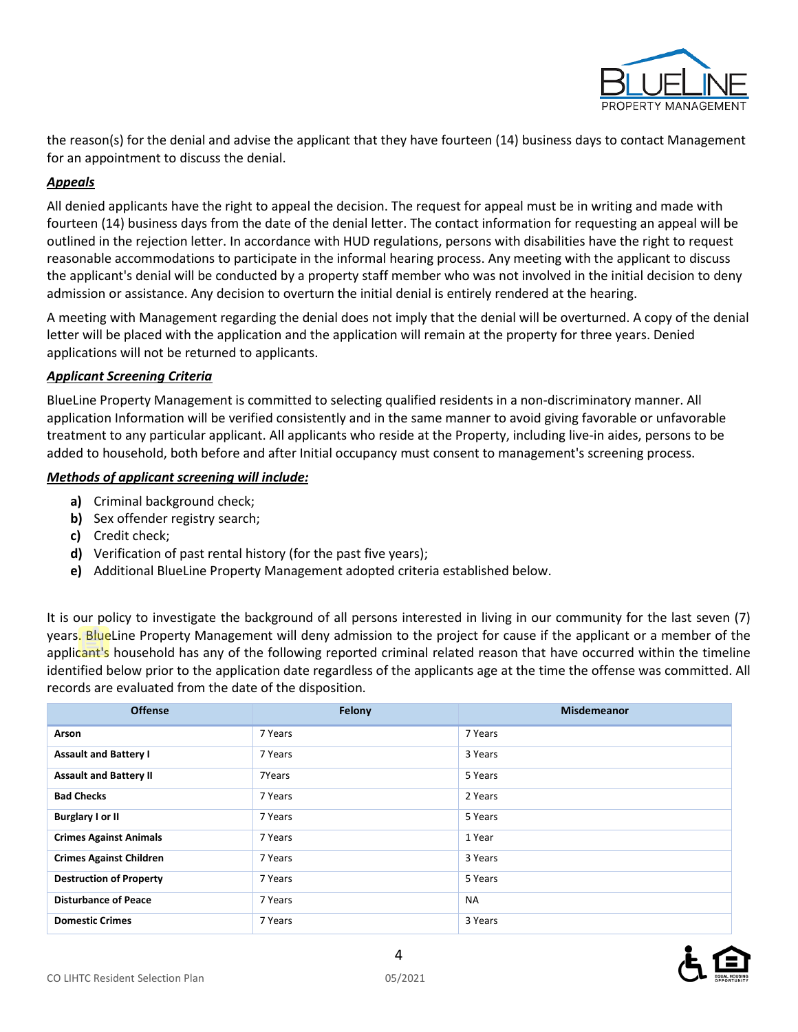the reason(s) for the denial and advise the applicant that they have fourteen (14) business days to contact Management for an appointment to discuss the denial.

***Appeals***

All denied applicants have the right to appeal the decision. The request for appeal must be in writing and made with fourteen (14) business days from the date of the denial letter. The contact information for requesting an appeal will be outlined in the rejection letter. In accordance with HUD regulations, persons with disabilities have the right to request reasonable accommodations to participate in the informal hearing process. Any meeting with the applicant to discuss the applicant's denial will be conducted by a property staff member who was not involved in the initial decision to deny admission or assistance. Any decision to overturn the initial denial is entirely rendered at the hearing.

A meeting with Management regarding the denial does not imply that the denial will be overturned. A copy of the denial letter will be placed with the application and the application will remain at the property for three years. Denied applications will not be returned to applicants.

***Applicant Screening Criteria***

BlueLine Property Management is committed to selecting qualified residents in a non-discriminatory manner. All application Information will be verified consistently and in the same manner to avoid giving favorable or unfavorable treatment to any particular applicant. All applicants who reside at the Property, including live-in aides, persons to be added to household, both before and after Initial occupancy must consent to management's screening process.

***Methods of applicant screening will include:***

- **a)** Criminal background check;
- **b)** Sex offender registry search;
- **c)** Credit check;
- **d)** Verification of past rental history (for the past five years);
- **e)** Additional BlueLine Property Management adopted criteria established below.

It is our policy to investigate the background of all persons interested in living in our community for the last seven (7) years. BlueLine Property Management will deny admission to the project for cause if the applicant or a member of the applicant's household has any of the following reported criminal related reason that have occurred within the timeline identified below prior to the application date regardless of the applicants age at the time the offense was committed. All records are evaluated from the date of the disposition.

| Offense | Felony | Misdemeanor |
|---|---|---|
| **Arson** | 7 Years | 7 Years |
| **Assault and Battery I** | 7 Years | 3 Years |
| **Assault and Battery II** | 7Years | 5 Years |
| **Bad Checks** | 7 Years | 2 Years |
| **Burglary I or II** | 7 Years | 5 Years |
| **Crimes Against Animals** | 7 Years | 1 Year |
| **Crimes Against Children** | 7 Years | 3 Years |
| **Destruction of Property** | 7 Years | 5 Years |
| **Disturbance of Peace** | 7 Years | NA |
| **Domestic Crimes** | 7 Years | 3 Years |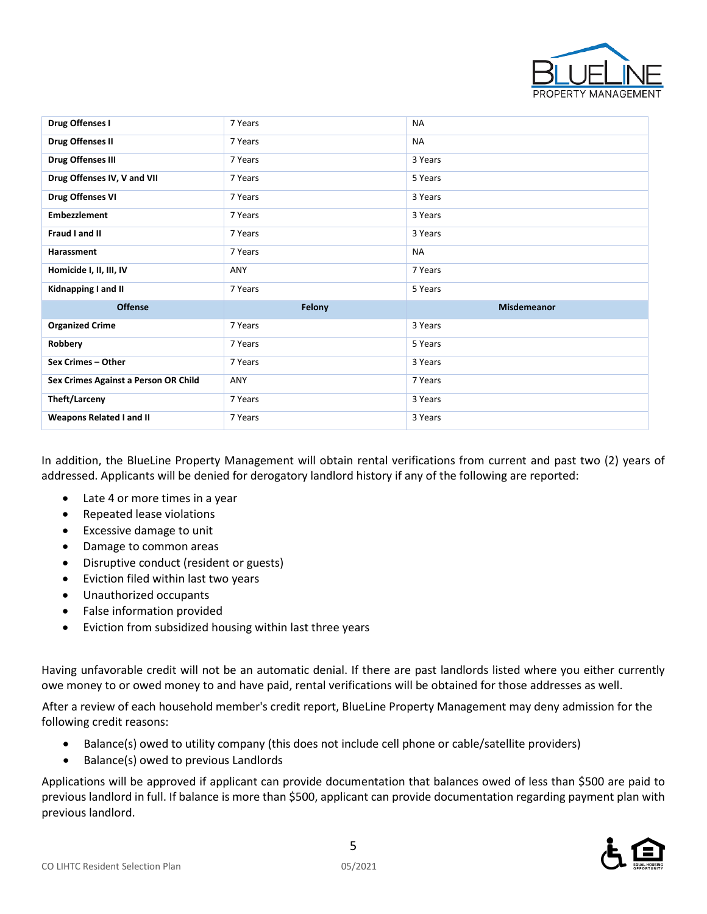| Offense | Felony | Misdemeanor |
|---|---|---|
| **Drug Offenses I** | 7 Years | NA |
| **Drug Offenses II** | 7 Years | NA |
| **Drug Offenses III** | 7 Years | 3 Years |
| **Drug Offenses IV, V and VII** | 7 Years | 5 Years |
| **Drug Offenses VI** | 7 Years | 3 Years |
| **Embezzlement** | 7 Years | 3 Years |
| **Fraud I and II** | 7 Years | 3 Years |
| **Harassment** | 7 Years | NA |
| **Homicide I, II, III, IV** | ANY | 7 Years |
| **Kidnapping I and II** | 7 Years | 5 Years |
| **Offense** | **Felony** | **Misdemeanor** |
| **Organized Crime** | 7 Years | 3 Years |
| **Robbery** | 7 Years | 5 Years |
| **Sex Crimes – Other** | 7 Years | 3 Years |
| **Sex Crimes Against a Person OR Child** | ANY | 7 Years |
| **Theft/Larceny** | 7 Years | 3 Years |
| **Weapons Related I and II** | 7 Years | 3 Years |

In addition, the BlueLine Property Management will obtain rental verifications from current and past two (2) years of addressed. Applicants will be denied for derogatory landlord history if any of the following are reported:

- Late 4 or more times in a year
- Repeated lease violations
- Excessive damage to unit
- Damage to common areas
- Disruptive conduct (resident or guests)
- Eviction filed within last two years
- Unauthorized occupants
- False information provided
- Eviction from subsidized housing within last three years

Having unfavorable credit will not be an automatic denial. If there are past landlords listed where you either currently owe money to or owed money to and have paid, rental verifications will be obtained for those addresses as well.

After a review of each household member's credit report, BlueLine Property Management may deny admission for the following credit reasons:

- Balance(s) owed to utility company (this does not include cell phone or cable/satellite providers)
- Balance(s) owed to previous Landlords

Applications will be approved if applicant can provide documentation that balances owed of less than $500 are paid to previous landlord in full. If balance is more than $500, applicant can provide documentation regarding payment plan with previous landlord.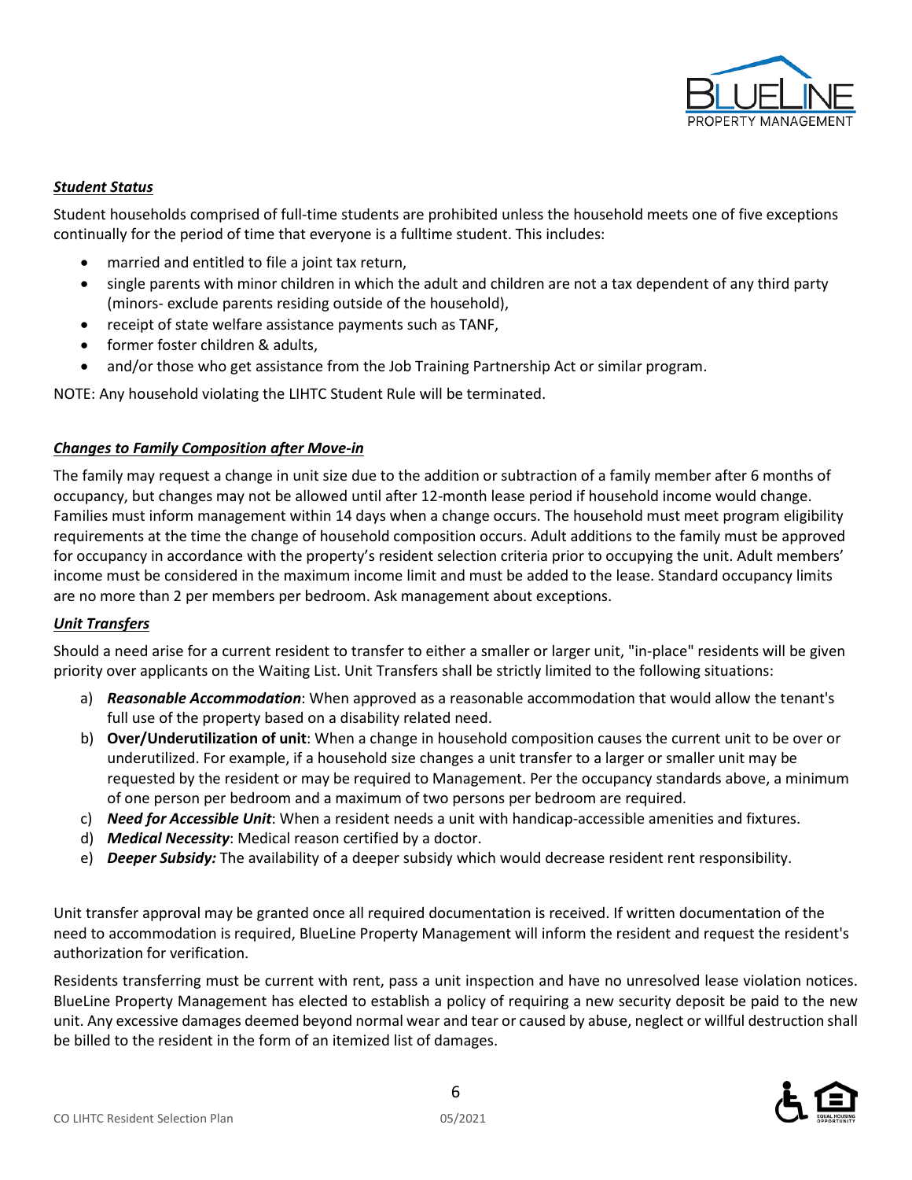***Student Status***

Student households comprised of full-time students are prohibited unless the household meets one of five exceptions continually for the period of time that everyone is a fulltime student. This includes:

- married and entitled to file a joint tax return,
- single parents with minor children in which the adult and children are not a tax dependent of any third party (minors- exclude parents residing outside of the household),
- receipt of state welfare assistance payments such as TANF,
- former foster children & adults,
- and/or those who get assistance from the Job Training Partnership Act or similar program.

NOTE: Any household violating the LIHTC Student Rule will be terminated.

***Changes to Family Composition after Move-in***

The family may request a change in unit size due to the addition or subtraction of a family member after 6 months of occupancy, but changes may not be allowed until after 12-month lease period if household income would change. Families must inform management within 14 days when a change occurs. The household must meet program eligibility requirements at the time the change of household composition occurs. Adult additions to the family must be approved for occupancy in accordance with the property's resident selection criteria prior to occupying the unit. Adult members' income must be considered in the maximum income limit and must be added to the lease. Standard occupancy limits are no more than 2 per members per bedroom. Ask management about exceptions.

***Unit Transfers***

Should a need arise for a current resident to transfer to either a smaller or larger unit, "in-place" residents will be given priority over applicants on the Waiting List. Unit Transfers shall be strictly limited to the following situations:

a) ***Reasonable Accommodation***: When approved as a reasonable accommodation that would allow the tenant's full use of the property based on a disability related need.
b) **Over/Underutilization of unit**: When a change in household composition causes the current unit to be over or underutilized. For example, if a household size changes a unit transfer to a larger or smaller unit may be requested by the resident or may be required to Management. Per the occupancy standards above, a minimum of one person per bedroom and a maximum of two persons per bedroom are required.
c) ***Need for Accessible Unit***: When a resident needs a unit with handicap-accessible amenities and fixtures.
d) ***Medical Necessity***: Medical reason certified by a doctor.
e) ***Deeper Subsidy:*** The availability of a deeper subsidy which would decrease resident rent responsibility.

Unit transfer approval may be granted once all required documentation is received. If written documentation of the need to accommodation is required, BlueLine Property Management will inform the resident and request the resident's authorization for verification.

Residents transferring must be current with rent, pass a unit inspection and have no unresolved lease violation notices. BlueLine Property Management has elected to establish a policy of requiring a new security deposit be paid to the new unit. Any excessive damages deemed beyond normal wear and tear or caused by abuse, neglect or willful destruction shall be billed to the resident in the form of an itemized list of damages.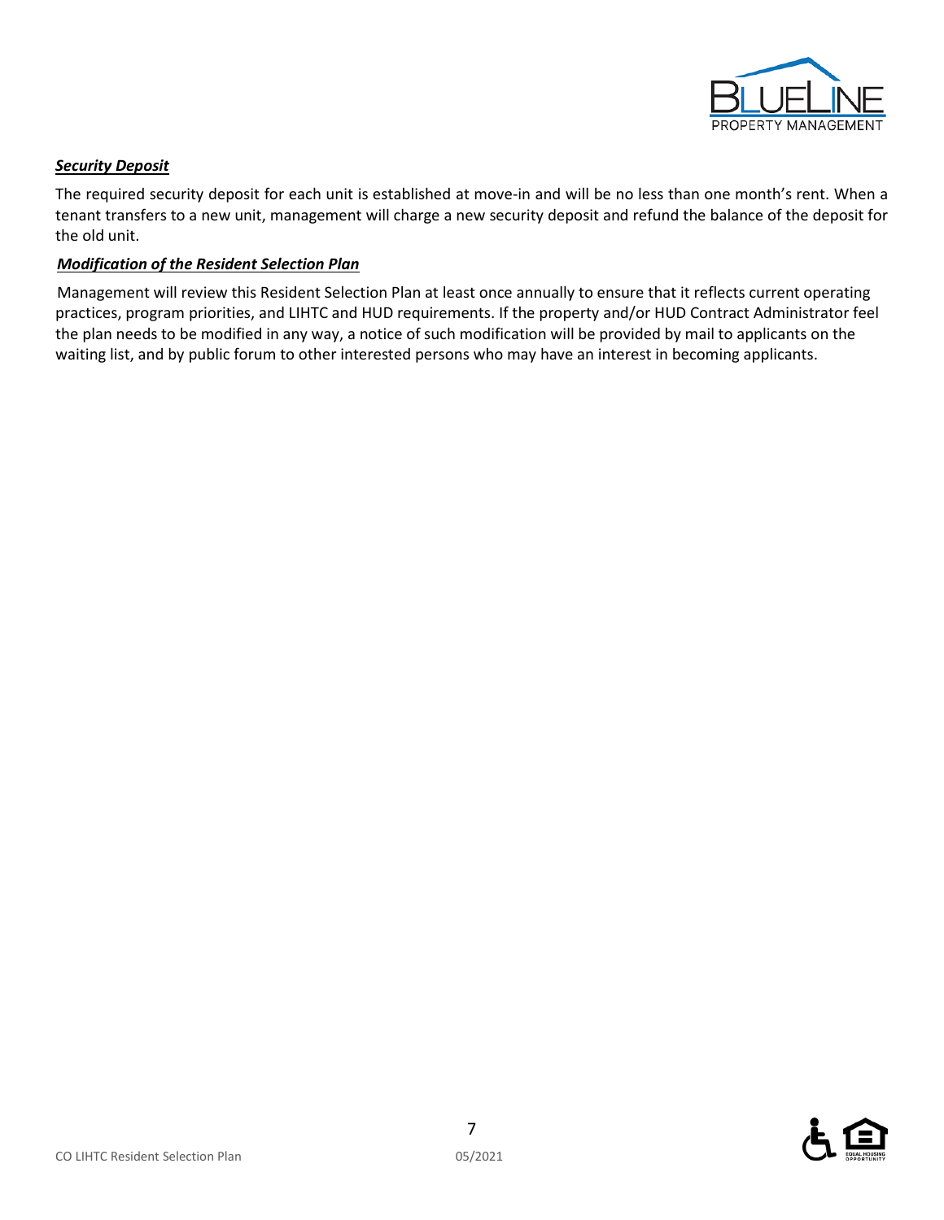***Security Deposit***

The required security deposit for each unit is established at move-in and will be no less than one month's rent. When a tenant transfers to a new unit, management will charge a new security deposit and refund the balance of the deposit for the old unit.

***Modification of the Resident Selection Plan***

Management will review this Resident Selection Plan at least once annually to ensure that it reflects current operating practices, program priorities, and LIHTC and HUD requirements. If the property and/or HUD Contract Administrator feel the plan needs to be modified in any way, a notice of such modification will be provided by mail to applicants on the waiting list, and by public forum to other interested persons who may have an interest in becoming applicants.